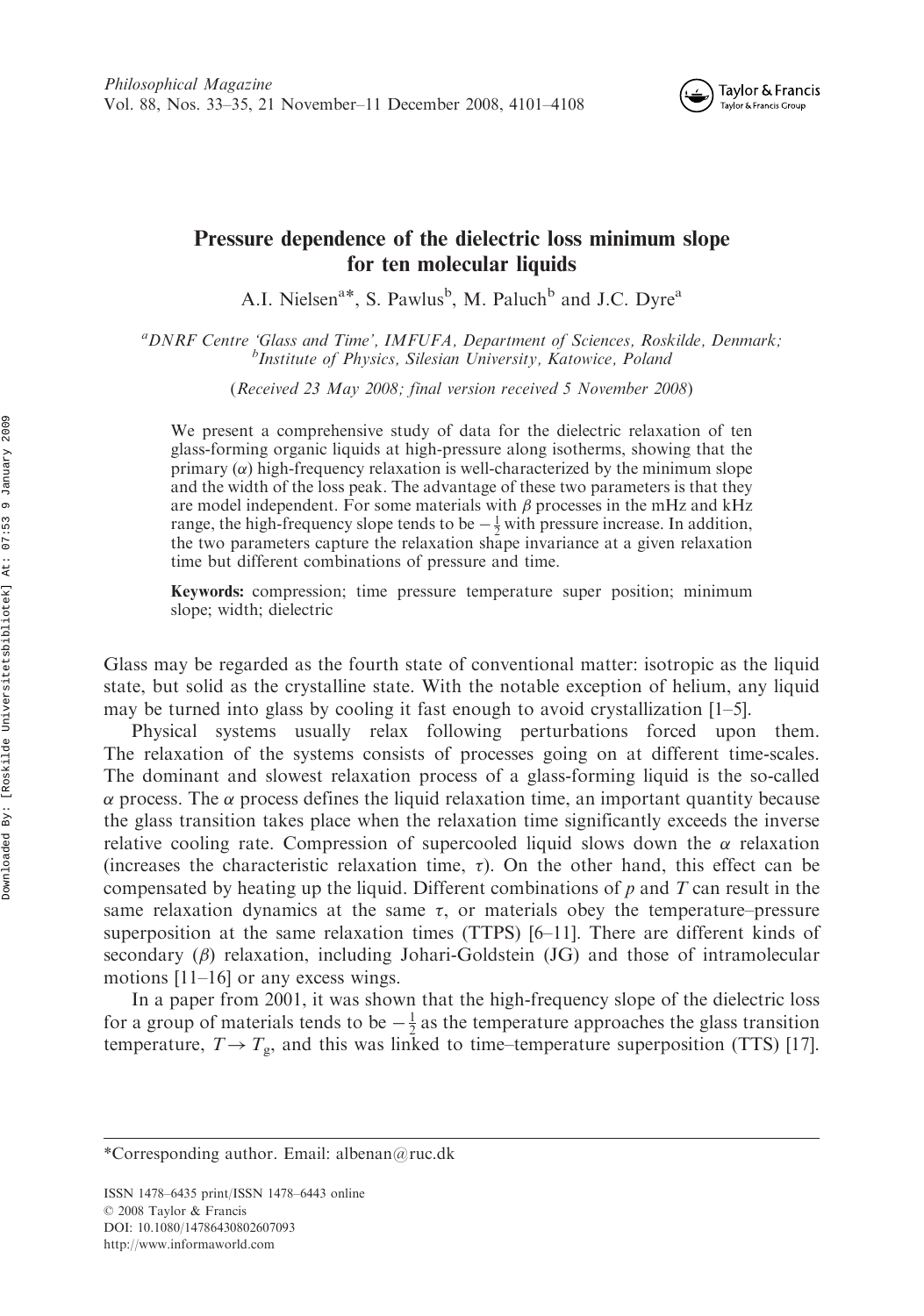# Pressure dependence of the dielectric loss minimum slope for ten molecular liquids

A.I. Nielsen[a]*, S. Pawlus[b], M. Paluch[b] and J.C. Dyre[a]

[a]*DNRF Centre 'Glass and Time', IMFUFA, Department of Sciences, Roskilde, Denmark;* [b]*Institute of Physics, Silesian University, Katowice, Poland*

(*Received 23 May 2008; final version received 5 November 2008*)

We present a comprehensive study of data for the dielectric relaxation of ten glass-forming organic liquids at high-pressure along isotherms, showing that the primary ($\alpha$) high-frequency relaxation is well-characterized by the minimum slope and the width of the loss peak. The advantage of these two parameters is that they are model independent. For some materials with $\beta$ processes in the mHz and kHz range, the high-frequency slope tends to be $-\frac{1}{2}$ with pressure increase. In addition, the two parameters capture the relaxation shape invariance at a given relaxation time but different combinations of pressure and time.

**Keywords:** compression; time pressure temperature super position; minimum slope; width; dielectric

Glass may be regarded as the fourth state of conventional matter: isotropic as the liquid state, but solid as the crystalline state. With the notable exception of helium, any liquid may be turned into glass by cooling it fast enough to avoid crystallization [1–5].

Physical systems usually relax following perturbations forced upon them. The relaxation of the systems consists of processes going on at different time-scales. The dominant and slowest relaxation process of a glass-forming liquid is the so-called $\alpha$ process. The $\alpha$ process defines the liquid relaxation time, an important quantity because the glass transition takes place when the relaxation time significantly exceeds the inverse relative cooling rate. Compression of supercooled liquid slows down the $\alpha$ relaxation (increases the characteristic relaxation time, $\tau$). On the other hand, this effect can be compensated by heating up the liquid. Different combinations of $p$ and $T$ can result in the same relaxation dynamics at the same $\tau$, or materials obey the temperature–pressure superposition at the same relaxation times (TTPS) [6–11]. There are different kinds of secondary ($\beta$) relaxation, including Johari-Goldstein (JG) and those of intramolecular motions [11–16] or any excess wings.

In a paper from 2001, it was shown that the high-frequency slope of the dielectric loss for a group of materials tends to be $-\frac{1}{2}$ as the temperature approaches the glass transition temperature, $T \rightarrow T_g$, and this was linked to time–temperature superposition (TTS) [17].

*Corresponding author. Email: albenan@ruc.dk

ISSN 1478–6435 print/ISSN 1478–6443 online
© 2008 Taylor & Francis
DOI: 10.1080/14786430802607093
http://www.informaworld.com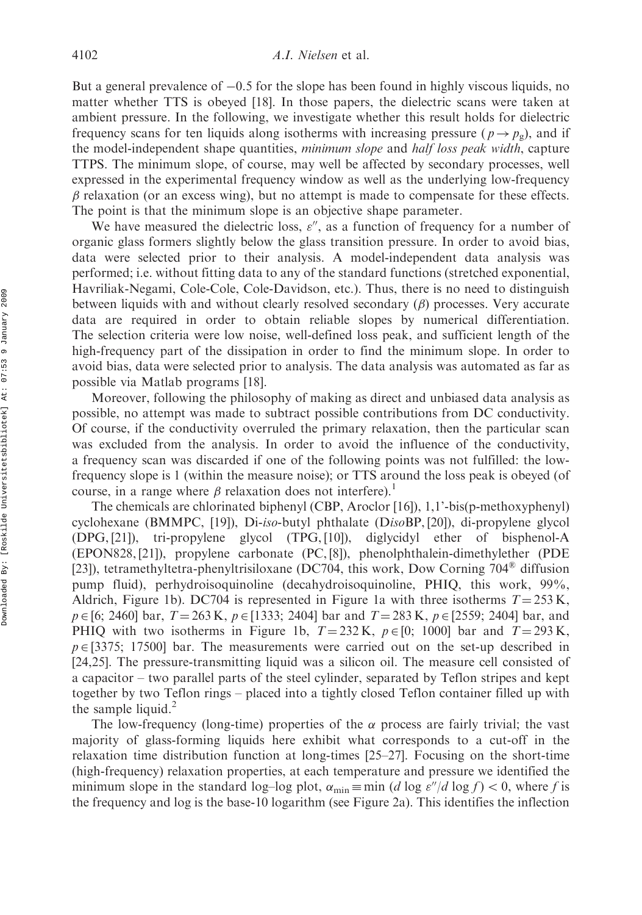But a general prevalence of $-0.5$ for the slope has been found in highly viscous liquids, no matter whether TTS is obeyed [18]. In those papers, the dielectric scans were taken at ambient pressure. In the following, we investigate whether this result holds for dielectric frequency scans for ten liquids along isotherms with increasing pressure ($p \rightarrow p_g$), and if the model-independent shape quantities, *minimum slope* and *half loss peak width*, capture TTPS. The minimum slope, of course, may well be affected by secondary processes, well expressed in the experimental frequency window as well as the underlying low-frequency $\beta$ relaxation (or an excess wing), but no attempt is made to compensate for these effects. The point is that the minimum slope is an objective shape parameter.

We have measured the dielectric loss, $\varepsilon''$, as a function of frequency for a number of organic glass formers slightly below the glass transition pressure. In order to avoid bias, data were selected prior to their analysis. A model-independent data analysis was performed; i.e. without fitting data to any of the standard functions (stretched exponential, Havriliak-Negami, Cole-Cole, Cole-Davidson, etc.). Thus, there is no need to distinguish between liquids with and without clearly resolved secondary ($\beta$) processes. Very accurate data are required in order to obtain reliable slopes by numerical differentiation. The selection criteria were low noise, well-defined loss peak, and sufficient length of the high-frequency part of the dissipation in order to find the minimum slope. In order to avoid bias, data were selected prior to analysis. The data analysis was automated as far as possible via Matlab programs [18].

Moreover, following the philosophy of making as direct and unbiased data analysis as possible, no attempt was made to subtract possible contributions from DC conductivity. Of course, if the conductivity overruled the primary relaxation, then the particular scan was excluded from the analysis. In order to avoid the influence of the conductivity, a frequency scan was discarded if one of the following points was not fulfilled: the low-frequency slope is 1 (within the measure noise); or TTS around the loss peak is obeyed (of course, in a range where $\beta$ relaxation does not interfere).[1]

The chemicals are chlorinated biphenyl (CBP, Aroclor [16]), 1,1'-bis(p-methoxyphenyl) cyclohexane (BMMPC, [19]), Di-*iso*-butyl phthalate (D*iso*BP, [20]), di-propylene glycol (DPG, [21]), tri-propylene glycol (TPG, [10]), diglycidyl ether of bisphenol-A (EPON828, [21]), propylene carbonate (PC, [8]), phenolphthalein-dimethylether (PDE [23]), tetramethyltetra-phenyltrisiloxane (DC704, this work, Dow Corning 704® diffusion pump fluid), perhydroisoquinoline (decahydroisoquinoline, PHIQ, this work, 99%, Aldrich, Figure 1b). DC704 is represented in Figure 1a with three isotherms $T = 253$ K, $p \in [6;\ 2460]$ bar, $T = 263$ K, $p \in [1333;\ 2404]$ bar and $T = 283$ K, $p \in [2559;\ 2404]$ bar, and PHIQ with two isotherms in Figure 1b, $T = 232$ K, $p \in [0;\ 1000]$ bar and $T = 293$ K, $p \in [3375;\ 17500]$ bar. The measurements were carried out on the set-up described in [24,25]. The pressure-transmitting liquid was a silicon oil. The measure cell consisted of a capacitor – two parallel parts of the steel cylinder, separated by Teflon stripes and kept together by two Teflon rings – placed into a tightly closed Teflon container filled up with the sample liquid.[2]

The low-frequency (long-time) properties of the $\alpha$ process are fairly trivial; the vast majority of glass-forming liquids here exhibit what corresponds to a cut-off in the relaxation time distribution function at long-times [25–27]. Focusing on the short-time (high-frequency) relaxation properties, at each temperature and pressure we identified the minimum slope in the standard log–log plot, $\alpha_{\min} \equiv \min\ (d \log \varepsilon''/d \log f) < 0$, where $f$ is the frequency and log is the base-10 logarithm (see Figure 2a). This identifies the inflection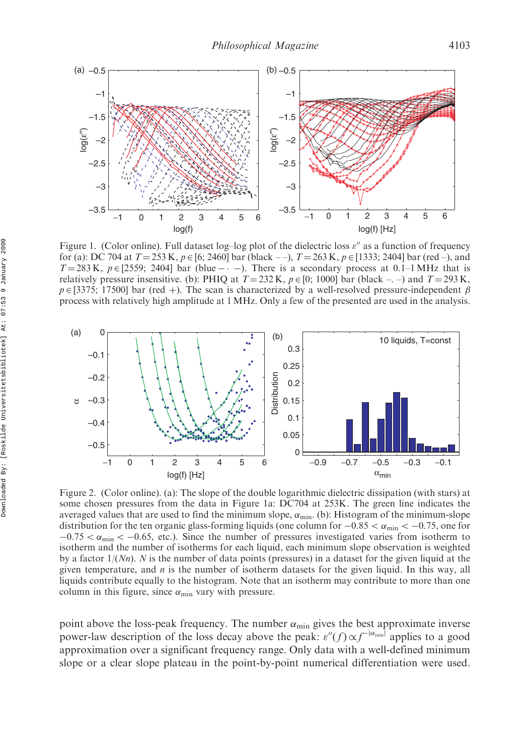Figure 1. (Color online). Full dataset log–log plot of the dielectric loss $\varepsilon''$ as a function of frequency for (a): DC 704 at $T = 253$ K, $p \in [6; 2460]$ bar (black – –), $T = 263$ K, $p \in [1333; 2404]$ bar (red –), and $T = 283$ K, $p \in [2559; 2404]$ bar (blue – · –). There is a secondary process at 0.1–1 MHz that is relatively pressure insensitive. (b): PHIQ at $T = 232$ K, $p \in [0; 1000]$ bar (black –. –) and $T = 293$ K, $p \in [3375; 17500]$ bar (red +). The scan is characterized by a well-resolved pressure-independent $\beta$ process with relatively high amplitude at 1 MHz. Only a few of the presented are used in the analysis.

Figure 2. (Color online). (a): The slope of the double logarithmic dielectric dissipation (with stars) at some chosen pressures from the data in Figure 1a: DC704 at 253K. The green line indicates the averaged values that are used to find the minimum slope, $\alpha_{\min}$. (b): Histogram of the minimum-slope distribution for the ten organic glass-forming liquids (one column for $-0.85 < \alpha_{\min} < -0.75$, one for $-0.75 < \alpha_{\min} < -0.65$, etc.). Since the number of pressures investigated varies from isotherm to isotherm and the number of isotherms for each liquid, each minimum slope observation is weighted by a factor $1/(Nn)$. $N$ is the number of data points (pressures) in a dataset for the given liquid at the given temperature, and $n$ is the number of isotherm datasets for the given liquid. In this way, all liquids contribute equally to the histogram. Note that an isotherm may contribute to more than one column in this figure, since $\alpha_{\min}$ vary with pressure.

point above the loss-peak frequency. The number $\alpha_{\min}$ gives the best approximate inverse power-law description of the loss decay above the peak: $\varepsilon''(f) \propto f^{-|\alpha_{\min}|}$ applies to a good approximation over a significant frequency range. Only data with a well-defined minimum slope or a clear slope plateau in the point-by-point numerical differentiation were used.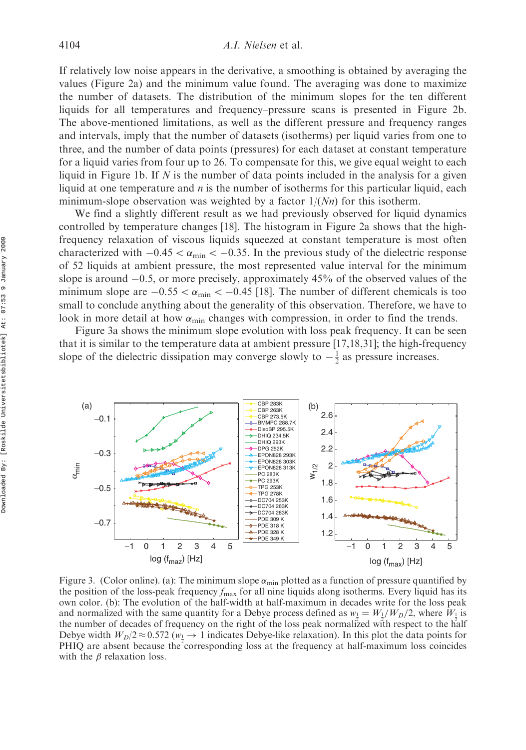If relatively low noise appears in the derivative, a smoothing is obtained by averaging the values (Figure 2a) and the minimum value found. The averaging was done to maximize the number of datasets. The distribution of the minimum slopes for the ten different liquids for all temperatures and frequency–pressure scans is presented in Figure 2b. The above-mentioned limitations, as well as the different pressure and frequency ranges and intervals, imply that the number of datasets (isotherms) per liquid varies from one to three, and the number of data points (pressures) for each dataset at constant temperature for a liquid varies from four up to 26. To compensate for this, we give equal weight to each liquid in Figure 1b. If $N$ is the number of data points included in the analysis for a given liquid at one temperature and $n$ is the number of isotherms for this particular liquid, each minimum-slope observation was weighted by a factor $1/(Nn)$ for this isotherm.

We find a slightly different result as we had previously observed for liquid dynamics controlled by temperature changes [18]. The histogram in Figure 2a shows that the high-frequency relaxation of viscous liquids squeezed at constant temperature is most often characterized with $-0.45 < \alpha_{\min} < -0.35$. In the previous study of the dielectric response of 52 liquids at ambient pressure, the most represented value interval for the minimum slope is around $-0.5$, or more precisely, approximately 45% of the observed values of the minimum slope are $-0.55 < \alpha_{\min} < -0.45$ [18]. The number of different chemicals is too small to conclude anything about the generality of this observation. Therefore, we have to look in more detail at how $\alpha_{\min}$ changes with compression, in order to find the trends.

Figure 3a shows the minimum slope evolution with loss peak frequency. It can be seen that it is similar to the temperature data at ambient pressure [17,18,31]; the high-frequency slope of the dielectric dissipation may converge slowly to $-\frac{1}{2}$ as pressure increases.

Figure 3. (Color online). (a): The minimum slope $\alpha_{\min}$ plotted as a function of pressure quantified by the position of the loss-peak frequency $f_{\max}$ for all nine liquids along isotherms. Every liquid has its own color. (b): The evolution of the half-width at half-maximum in decades write for the loss peak and normalized with the same quantity for a Debye process defined as $w_{\frac{1}{2}} = W_{\frac{1}{2}}/W_D/2$, where $W_{\frac{1}{2}}$ is the number of decades of frequency on the right of the loss peak normalized with respect to the half Debye width $W_D/2 \approx 0.572$ ($w_{\frac{1}{2}} \to 1$ indicates Debye-like relaxation). In this plot the data points for PHIQ are absent because the corresponding loss at the frequency at half-maximum loss coincides with the $\beta$ relaxation loss.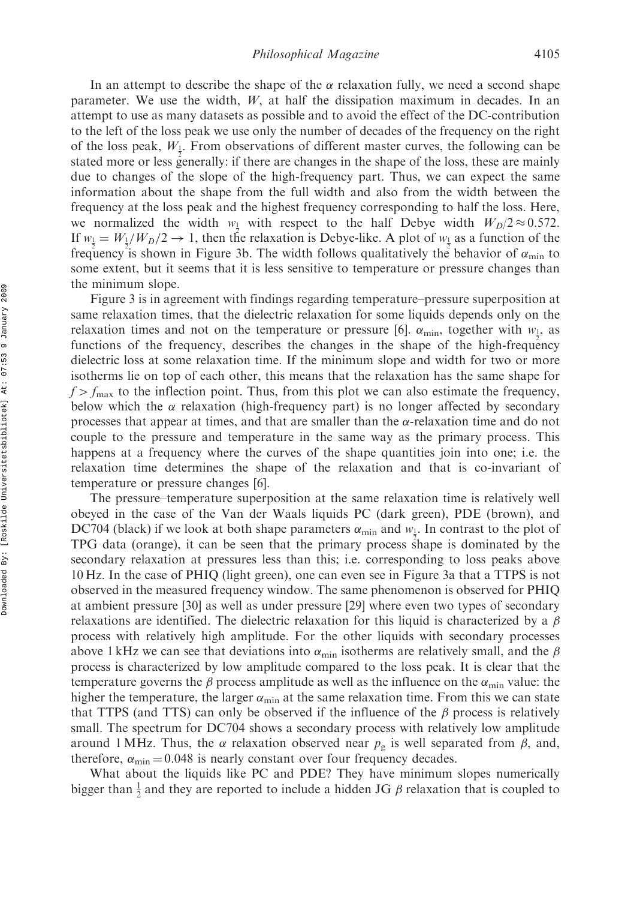In an attempt to describe the shape of the $\alpha$ relaxation fully, we need a second shape parameter. We use the width, $W$, at half the dissipation maximum in decades. In an attempt to use as many datasets as possible and to avoid the effect of the DC-contribution to the left of the loss peak we use only the number of decades of the frequency on the right of the loss peak, $W_{\frac{1}{2}}$. From observations of different master curves, the following can be stated more or less generally: if there are changes in the shape of the loss, these are mainly due to changes of the slope of the high-frequency part. Thus, we can expect the same information about the shape from the full width and also from the width between the frequency at the loss peak and the highest frequency corresponding to half the loss. Here, we normalized the width $w_{\frac{1}{2}}$ with respect to the half Debye width $W_D/2 \approx 0.572$. If $w_{\frac{1}{2}} = W_{\frac{1}{2}}/W_D/2 \rightarrow 1$, then the relaxation is Debye-like. A plot of $w_{\frac{1}{2}}$ as a function of the frequency is shown in Figure 3b. The width follows qualitatively the behavior of $\alpha_{\min}$ to some extent, but it seems that it is less sensitive to temperature or pressure changes than the minimum slope.

Figure 3 is in agreement with findings regarding temperature–pressure superposition at same relaxation times, that the dielectric relaxation for some liquids depends only on the relaxation times and not on the temperature or pressure [6]. $\alpha_{\min}$, together with $w_{\frac{1}{2}}$, as functions of the frequency, describes the changes in the shape of the high-frequency dielectric loss at some relaxation time. If the minimum slope and width for two or more isotherms lie on top of each other, this means that the relaxation has the same shape for $f > f_{\max}$ to the inflection point. Thus, from this plot we can also estimate the frequency, below which the $\alpha$ relaxation (high-frequency part) is no longer affected by secondary processes that appear at times, and that are smaller than the $\alpha$-relaxation time and do not couple to the pressure and temperature in the same way as the primary process. This happens at a frequency where the curves of the shape quantities join into one; i.e. the relaxation time determines the shape of the relaxation and that is co-invariant of temperature or pressure changes [6].

The pressure–temperature superposition at the same relaxation time is relatively well obeyed in the case of the Van der Waals liquids PC (dark green), PDE (brown), and DC704 (black) if we look at both shape parameters $\alpha_{\min}$ and $w_{\frac{1}{2}}$. In contrast to the plot of TPG data (orange), it can be seen that the primary process shape is dominated by the secondary relaxation at pressures less than this; i.e. corresponding to loss peaks above 10 Hz. In the case of PHIQ (light green), one can even see in Figure 3a that a TTPS is not observed in the measured frequency window. The same phenomenon is observed for PHIQ at ambient pressure [30] as well as under pressure [29] where even two types of secondary relaxations are identified. The dielectric relaxation for this liquid is characterized by a $\beta$ process with relatively high amplitude. For the other liquids with secondary processes above 1 kHz we can see that deviations into $\alpha_{\min}$ isotherms are relatively small, and the $\beta$ process is characterized by low amplitude compared to the loss peak. It is clear that the temperature governs the $\beta$ process amplitude as well as the influence on the $\alpha_{\min}$ value: the higher the temperature, the larger $\alpha_{\min}$ at the same relaxation time. From this we can state that TTPS (and TTS) can only be observed if the influence of the $\beta$ process is relatively small. The spectrum for DC704 shows a secondary process with relatively low amplitude around 1 MHz. Thus, the $\alpha$ relaxation observed near $p_g$ is well separated from $\beta$, and, therefore, $\alpha_{\min} = 0.048$ is nearly constant over four frequency decades.

What about the liquids like PC and PDE? They have minimum slopes numerically bigger than $\frac{1}{2}$ and they are reported to include a hidden JG $\beta$ relaxation that is coupled to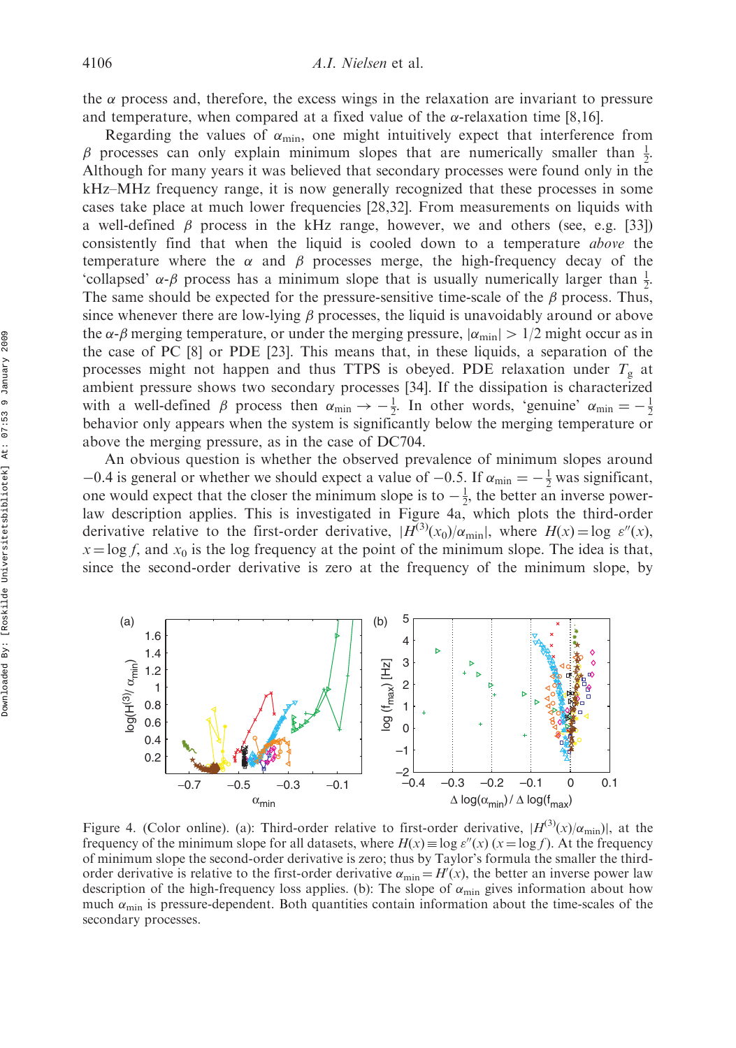the $\alpha$ process and, therefore, the excess wings in the relaxation are invariant to pressure and temperature, when compared at a fixed value of the $\alpha$-relaxation time [8,16].

Regarding the values of $\alpha_{\min}$, one might intuitively expect that interference from $\beta$ processes can only explain minimum slopes that are numerically smaller than $\frac{1}{2}$. Although for many years it was believed that secondary processes were found only in the kHz–MHz frequency range, it is now generally recognized that these processes in some cases take place at much lower frequencies [28,32]. From measurements on liquids with a well-defined $\beta$ process in the kHz range, however, we and others (see, e.g. [33]) consistently find that when the liquid is cooled down to a temperature *above* the temperature where the $\alpha$ and $\beta$ processes merge, the high-frequency decay of the 'collapsed' $\alpha$-$\beta$ process has a minimum slope that is usually numerically larger than $\frac{1}{2}$. The same should be expected for the pressure-sensitive time-scale of the $\beta$ process. Thus, since whenever there are low-lying $\beta$ processes, the liquid is unavoidably around or above the $\alpha$-$\beta$ merging temperature, or under the merging pressure, $|\alpha_{\min}| > 1/2$ might occur as in the case of PC [8] or PDE [23]. This means that, in these liquids, a separation of the processes might not happen and thus TTPS is obeyed. PDE relaxation under $T_g$ at ambient pressure shows two secondary processes [34]. If the dissipation is characterized with a well-defined $\beta$ process then $\alpha_{\min} \to -\frac{1}{2}$. In other words, 'genuine' $\alpha_{\min} = -\frac{1}{2}$ behavior only appears when the system is significantly below the merging temperature or above the merging pressure, as in the case of DC704.

An obvious question is whether the observed prevalence of minimum slopes around $-0.4$ is general or whether we should expect a value of $-0.5$. If $\alpha_{\min} = -\frac{1}{2}$ was significant, one would expect that the closer the minimum slope is to $-\frac{1}{2}$, the better an inverse power-law description applies. This is investigated in Figure 4a, which plots the third-order derivative relative to the first-order derivative, $|H^{(3)}(x_0)/\alpha_{\min}|$, where $H(x) = \log\ \varepsilon''(x)$, $x = \log f$, and $x_0$ is the log frequency at the point of the minimum slope. The idea is that, since the second-order derivative is zero at the frequency of the minimum slope, by

Figure 4. (Color online). (a): Third-order relative to first-order derivative, $|H^{(3)}(x)/\alpha_{\min})|$, at the frequency of the minimum slope for all datasets, where $H(x) \equiv \log\ \varepsilon''(x)$ $(x = \log f)$. At the frequency of minimum slope the second-order derivative is zero; thus by Taylor's formula the smaller the third-order derivative is relative to the first-order derivative $\alpha_{\min} = H'(x)$, the better an inverse power law description of the high-frequency loss applies. (b): The slope of $\alpha_{\min}$ gives information about how much $\alpha_{\min}$ is pressure-dependent. Both quantities contain information about the time-scales of the secondary processes.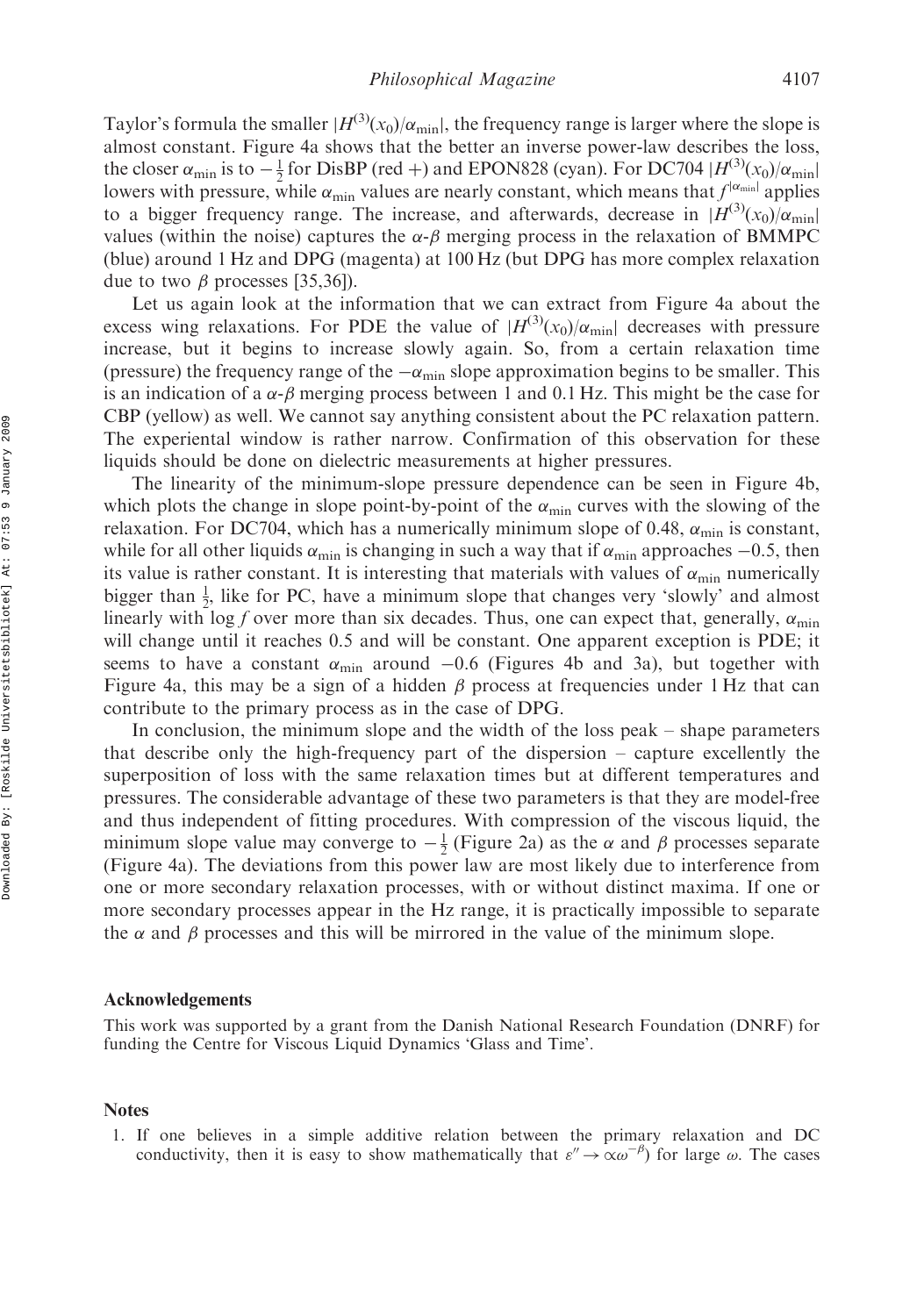Taylor's formula the smaller $|H^{(3)}(x_0)/\alpha_{\min}|$, the frequency range is larger where the slope is almost constant. Figure 4a shows that the better an inverse power-law describes the loss, the closer $\alpha_{\min}$ is to $-\frac{1}{2}$ for DisBP (red +) and EPON828 (cyan). For DC704 $|H^{(3)}(x_0)/\alpha_{\min}|$ lowers with pressure, while $\alpha_{\min}$ values are nearly constant, which means that $f^{|\alpha_{\min}|}$ applies to a bigger frequency range. The increase, and afterwards, decrease in $|H^{(3)}(x_0)/\alpha_{\min}|$ values (within the noise) captures the $\alpha$-$\beta$ merging process in the relaxation of BMMPC (blue) around 1 Hz and DPG (magenta) at 100 Hz (but DPG has more complex relaxation due to two $\beta$ processes [35,36]).

Let us again look at the information that we can extract from Figure 4a about the excess wing relaxations. For PDE the value of $|H^{(3)}(x_0)/\alpha_{\min}|$ decreases with pressure increase, but it begins to increase slowly again. So, from a certain relaxation time (pressure) the frequency range of the $-\alpha_{\min}$ slope approximation begins to be smaller. This is an indication of a $\alpha$-$\beta$ merging process between 1 and 0.1 Hz. This might be the case for CBP (yellow) as well. We cannot say anything consistent about the PC relaxation pattern. The experiental window is rather narrow. Confirmation of this observation for these liquids should be done on dielectric measurements at higher pressures.

The linearity of the minimum-slope pressure dependence can be seen in Figure 4b, which plots the change in slope point-by-point of the $\alpha_{\min}$ curves with the slowing of the relaxation. For DC704, which has a numerically minimum slope of 0.48, $\alpha_{\min}$ is constant, while for all other liquids $\alpha_{\min}$ is changing in such a way that if $\alpha_{\min}$ approaches $-0.5$, then its value is rather constant. It is interesting that materials with values of $\alpha_{\min}$ numerically bigger than $\frac{1}{2}$, like for PC, have a minimum slope that changes very 'slowly' and almost linearly with $\log f$ over more than six decades. Thus, one can expect that, generally, $\alpha_{\min}$ will change until it reaches 0.5 and will be constant. One apparent exception is PDE; it seems to have a constant $\alpha_{\min}$ around $-0.6$ (Figures 4b and 3a), but together with Figure 4a, this may be a sign of a hidden $\beta$ process at frequencies under 1 Hz that can contribute to the primary process as in the case of DPG.

In conclusion, the minimum slope and the width of the loss peak – shape parameters that describe only the high-frequency part of the dispersion – capture excellently the superposition of loss with the same relaxation times but at different temperatures and pressures. The considerable advantage of these two parameters is that they are model-free and thus independent of fitting procedures. With compression of the viscous liquid, the minimum slope value may converge to $-\frac{1}{2}$ (Figure 2a) as the $\alpha$ and $\beta$ processes separate (Figure 4a). The deviations from this power law are most likely due to interference from one or more secondary relaxation processes, with or without distinct maxima. If one or more secondary processes appear in the Hz range, it is practically impossible to separate the $\alpha$ and $\beta$ processes and this will be mirrored in the value of the minimum slope.

## Acknowledgements

This work was supported by a grant from the Danish National Research Foundation (DNRF) for funding the Centre for Viscous Liquid Dynamics 'Glass and Time'.

## Notes

1. If one believes in a simple additive relation between the primary relaxation and DC conductivity, then it is easy to show mathematically that $\varepsilon'' \to \propto\omega^{-\beta}$) for large $\omega$. The cases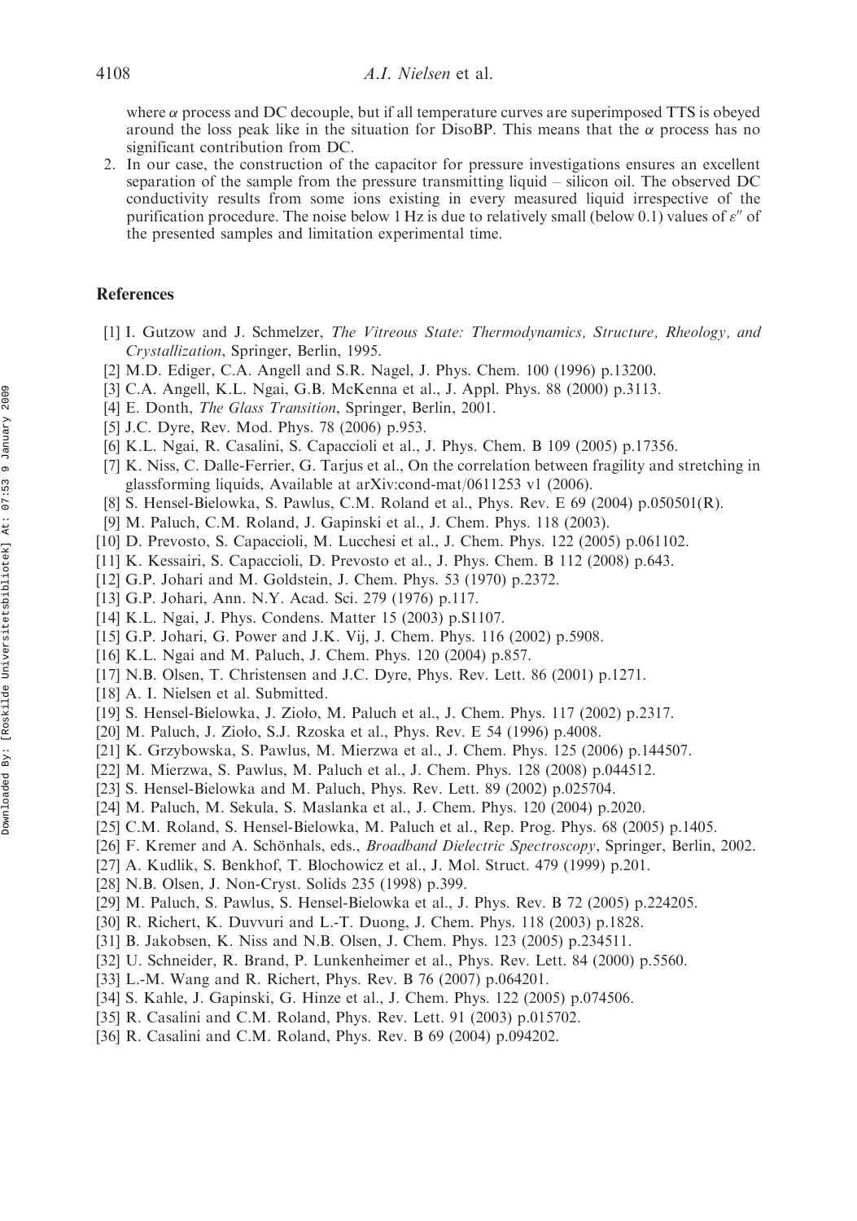where $\alpha$ process and DC decouple, but if all temperature curves are superimposed TTS is obeyed around the loss peak like in the situation for DisoBP. This means that the $\alpha$ process has no significant contribution from DC.

2. In our case, the construction of the capacitor for pressure investigations ensures an excellent separation of the sample from the pressure transmitting liquid – silicon oil. The observed DC conductivity results from some ions existing in every measured liquid irrespective of the purification procedure. The noise below 1 Hz is due to relatively small (below 0.1) values of $\varepsilon''$ of the presented samples and limitation experimental time.

## References

[1] I. Gutzow and J. Schmelzer, *The Vitreous State: Thermodynamics, Structure, Rheology, and Crystallization*, Springer, Berlin, 1995.
[2] M.D. Ediger, C.A. Angell and S.R. Nagel, J. Phys. Chem. 100 (1996) p.13200.
[3] C.A. Angell, K.L. Ngai, G.B. McKenna et al., J. Appl. Phys. 88 (2000) p.3113.
[4] E. Donth, *The Glass Transition*, Springer, Berlin, 2001.
[5] J.C. Dyre, Rev. Mod. Phys. 78 (2006) p.953.
[6] K.L. Ngai, R. Casalini, S. Capaccioli et al., J. Phys. Chem. B 109 (2005) p.17356.
[7] K. Niss, C. Dalle-Ferrier, G. Tarjus et al., On the correlation between fragility and stretching in glassforming liquids, Available at arXiv:cond-mat/0611253 v1 (2006).
[8] S. Hensel-Bielowka, S. Pawlus, C.M. Roland et al., Phys. Rev. E 69 (2004) p.050501(R).
[9] M. Paluch, C.M. Roland, J. Gapinski et al., J. Chem. Phys. 118 (2003).
[10] D. Prevosto, S. Capaccioli, M. Lucchesi et al., J. Chem. Phys. 122 (2005) p.061102.
[11] K. Kessairi, S. Capaccioli, D. Prevosto et al., J. Phys. Chem. B 112 (2008) p.643.
[12] G.P. Johari and M. Goldstein, J. Chem. Phys. 53 (1970) p.2372.
[13] G.P. Johari, Ann. N.Y. Acad. Sci. 279 (1976) p.117.
[14] K.L. Ngai, J. Phys. Condens. Matter 15 (2003) p.S1107.
[15] G.P. Johari, G. Power and J.K. Vij, J. Chem. Phys. 116 (2002) p.5908.
[16] K.L. Ngai and M. Paluch, J. Chem. Phys. 120 (2004) p.857.
[17] N.B. Olsen, T. Christensen and J.C. Dyre, Phys. Rev. Lett. 86 (2001) p.1271.
[18] A. I. Nielsen et al. Submitted.
[19] S. Hensel-Bielowka, J. Zioło, M. Paluch et al., J. Chem. Phys. 117 (2002) p.2317.
[20] M. Paluch, J. Zioło, S.J. Rzoska et al., Phys. Rev. E 54 (1996) p.4008.
[21] K. Grzybowska, S. Pawlus, M. Mierzwa et al., J. Chem. Phys. 125 (2006) p.144507.
[22] M. Mierzwa, S. Pawlus, M. Paluch et al., J. Chem. Phys. 128 (2008) p.044512.
[23] S. Hensel-Bielowka and M. Paluch, Phys. Rev. Lett. 89 (2002) p.025704.
[24] M. Paluch, M. Sekula, S. Maslanka et al., J. Chem. Phys. 120 (2004) p.2020.
[25] C.M. Roland, S. Hensel-Bielowka, M. Paluch et al., Rep. Prog. Phys. 68 (2005) p.1405.
[26] F. Kremer and A. Schönhals, eds., *Broadband Dielectric Spectroscopy*, Springer, Berlin, 2002.
[27] A. Kudlik, S. Benkhof, T. Blochowicz et al., J. Mol. Struct. 479 (1999) p.201.
[28] N.B. Olsen, J. Non-Cryst. Solids 235 (1998) p.399.
[29] M. Paluch, S. Pawlus, S. Hensel-Bielowka et al., J. Phys. Rev. B 72 (2005) p.224205.
[30] R. Richert, K. Duvvuri and L.-T. Duong, J. Chem. Phys. 118 (2003) p.1828.
[31] B. Jakobsen, K. Niss and N.B. Olsen, J. Chem. Phys. 123 (2005) p.234511.
[32] U. Schneider, R. Brand, P. Lunkenheimer et al., Phys. Rev. Lett. 84 (2000) p.5560.
[33] L.-M. Wang and R. Richert, Phys. Rev. B 76 (2007) p.064201.
[34] S. Kahle, J. Gapinski, G. Hinze et al., J. Chem. Phys. 122 (2005) p.074506.
[35] R. Casalini and C.M. Roland, Phys. Rev. Lett. 91 (2003) p.015702.
[36] R. Casalini and C.M. Roland, Phys. Rev. B 69 (2004) p.094202.